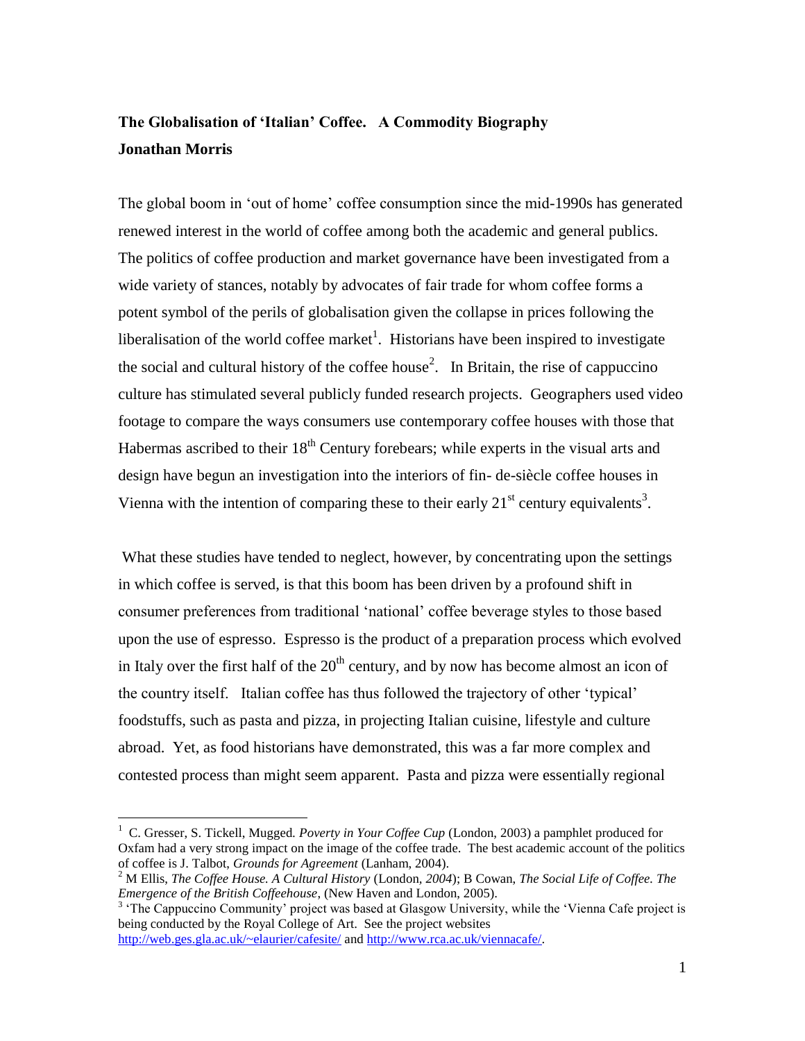**The Globalisation of 'Italian' Coffee. A Commodity Biography**
**Jonathan Morris**

The global boom in 'out of home' coffee consumption since the mid-1990s has generated renewed interest in the world of coffee among both the academic and general publics. The politics of coffee production and market governance have been investigated from a wide variety of stances, notably by advocates of fair trade for whom coffee forms a potent symbol of the perils of globalisation given the collapse in prices following the liberalisation of the world coffee market[1]. Historians have been inspired to investigate the social and cultural history of the coffee house[2]. In Britain, the rise of cappuccino culture has stimulated several publicly funded research projects. Geographers used video footage to compare the ways consumers use contemporary coffee houses with those that Habermas ascribed to their 18th Century forebears; while experts in the visual arts and design have begun an investigation into the interiors of fin- de-siècle coffee houses in Vienna with the intention of comparing these to their early 21st century equivalents[3].

What these studies have tended to neglect, however, by concentrating upon the settings in which coffee is served, is that this boom has been driven by a profound shift in consumer preferences from traditional 'national' coffee beverage styles to those based upon the use of espresso. Espresso is the product of a preparation process which evolved in Italy over the first half of the 20th century, and by now has become almost an icon of the country itself. Italian coffee has thus followed the trajectory of other 'typical' foodstuffs, such as pasta and pizza, in projecting Italian cuisine, lifestyle and culture abroad. Yet, as food historians have demonstrated, this was a far more complex and contested process than might seem apparent. Pasta and pizza were essentially regional

---

[1] C. Gresser, S. Tickell, Mugged. *Poverty in Your Coffee Cup* (London, 2003) a pamphlet produced for Oxfam had a very strong impact on the image of the coffee trade. The best academic account of the politics of coffee is J. Talbot, *Grounds for Agreement* (Lanham, 2004).

[2] M Ellis, *The Coffee House. A Cultural History* (London, *2004*); B Cowan, *The Social Life of Coffee. The Emergence of the British Coffeehouse*, (New Haven and London, 2005).

[3] 'The Cappuccino Community' project was based at Glasgow University, while the 'Vienna Cafe project is being conducted by the Royal College of Art. See the project websites http://web.ges.gla.ac.uk/~elaurier/cafesite/ and http://www.rca.ac.uk/viennacafe/.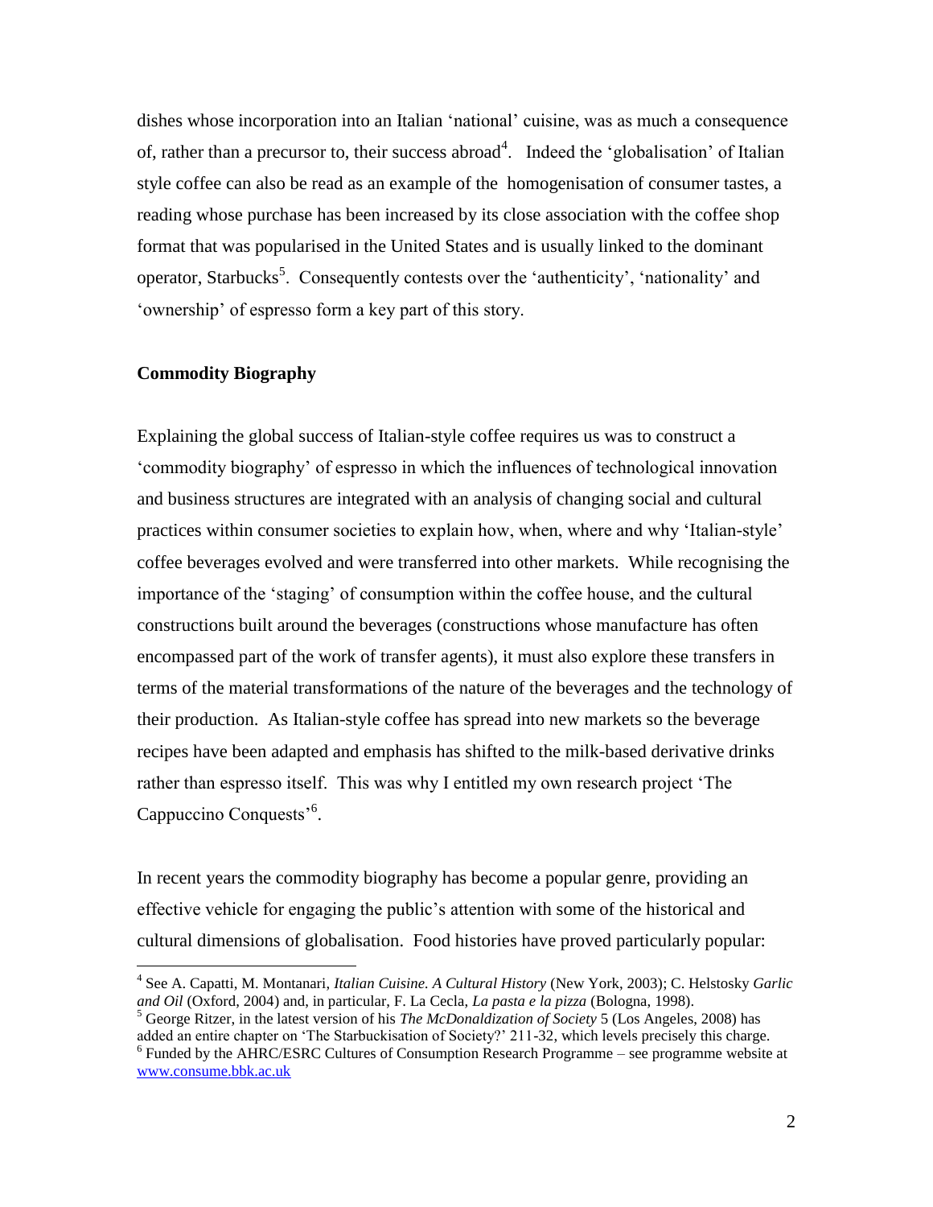dishes whose incorporation into an Italian 'national' cuisine, was as much a consequence of, rather than a precursor to, their success abroad[4]. Indeed the 'globalisation' of Italian style coffee can also be read as an example of the homogenisation of consumer tastes, a reading whose purchase has been increased by its close association with the coffee shop format that was popularised in the United States and is usually linked to the dominant operator, Starbucks[5]. Consequently contests over the 'authenticity', 'nationality' and 'ownership' of espresso form a key part of this story.

**Commodity Biography**

Explaining the global success of Italian-style coffee requires us was to construct a 'commodity biography' of espresso in which the influences of technological innovation and business structures are integrated with an analysis of changing social and cultural practices within consumer societies to explain how, when, where and why 'Italian-style' coffee beverages evolved and were transferred into other markets. While recognising the importance of the 'staging' of consumption within the coffee house, and the cultural constructions built around the beverages (constructions whose manufacture has often encompassed part of the work of transfer agents), it must also explore these transfers in terms of the material transformations of the nature of the beverages and the technology of their production. As Italian-style coffee has spread into new markets so the beverage recipes have been adapted and emphasis has shifted to the milk-based derivative drinks rather than espresso itself. This was why I entitled my own research project 'The Cappuccino Conquests'[6].

In recent years the commodity biography has become a popular genre, providing an effective vehicle for engaging the public's attention with some of the historical and cultural dimensions of globalisation. Food histories have proved particularly popular:

---

[4] See A. Capatti, M. Montanari, *Italian Cuisine. A Cultural History* (New York, 2003); C. Helstosky *Garlic and Oil* (Oxford, 2004) and, in particular, F. La Cecla, *La pasta e la pizza* (Bologna, 1998).

[5] George Ritzer, in the latest version of his *The McDonaldization of Society* 5 (Los Angeles, 2008) has added an entire chapter on 'The Starbuckisation of Society?' 211-32, which levels precisely this charge.

[6] Funded by the AHRC/ESRC Cultures of Consumption Research Programme – see programme website at www.consume.bbk.ac.uk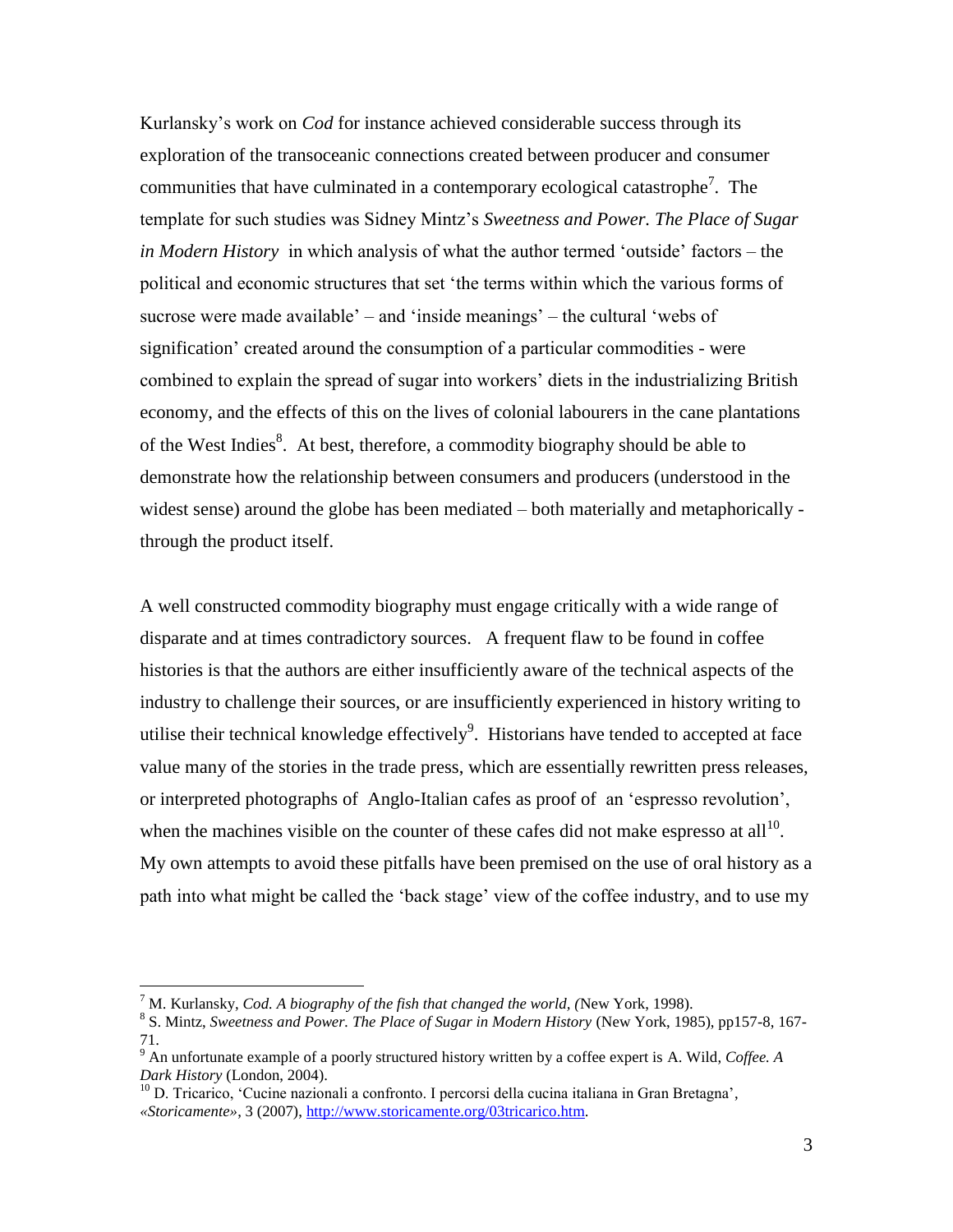Kurlansky's work on *Cod* for instance achieved considerable success through its exploration of the transoceanic connections created between producer and consumer communities that have culminated in a contemporary ecological catastrophe[7]. The template for such studies was Sidney Mintz's *Sweetness and Power. The Place of Sugar in Modern History* in which analysis of what the author termed 'outside' factors – the political and economic structures that set 'the terms within which the various forms of sucrose were made available' – and 'inside meanings' – the cultural 'webs of signification' created around the consumption of a particular commodities - were combined to explain the spread of sugar into workers' diets in the industrializing British economy, and the effects of this on the lives of colonial labourers in the cane plantations of the West Indies[8]. At best, therefore, a commodity biography should be able to demonstrate how the relationship between consumers and producers (understood in the widest sense) around the globe has been mediated – both materially and metaphorically - through the product itself.

A well constructed commodity biography must engage critically with a wide range of disparate and at times contradictory sources. A frequent flaw to be found in coffee histories is that the authors are either insufficiently aware of the technical aspects of the industry to challenge their sources, or are insufficiently experienced in history writing to utilise their technical knowledge effectively[9]. Historians have tended to accepted at face value many of the stories in the trade press, which are essentially rewritten press releases, or interpreted photographs of Anglo-Italian cafes as proof of an 'espresso revolution', when the machines visible on the counter of these cafes did not make espresso at all[10]. My own attempts to avoid these pitfalls have been premised on the use of oral history as a path into what might be called the 'back stage' view of the coffee industry, and to use my

---

[7] M. Kurlansky, *Cod. A biography of the fish that changed the world*, *(*New York, 1998).

[8] S. Mintz, *Sweetness and Power. The Place of Sugar in Modern History* (New York, 1985), pp157-8, 167-71.

[9] An unfortunate example of a poorly structured history written by a coffee expert is A. Wild, *Coffee. A Dark History* (London, 2004).

[10] D. Tricarico, 'Cucine nazionali a confronto. I percorsi della cucina italiana in Gran Bretagna', *«Storicamente»*, 3 (2007), http://www.storicamente.org/03tricarico.htm.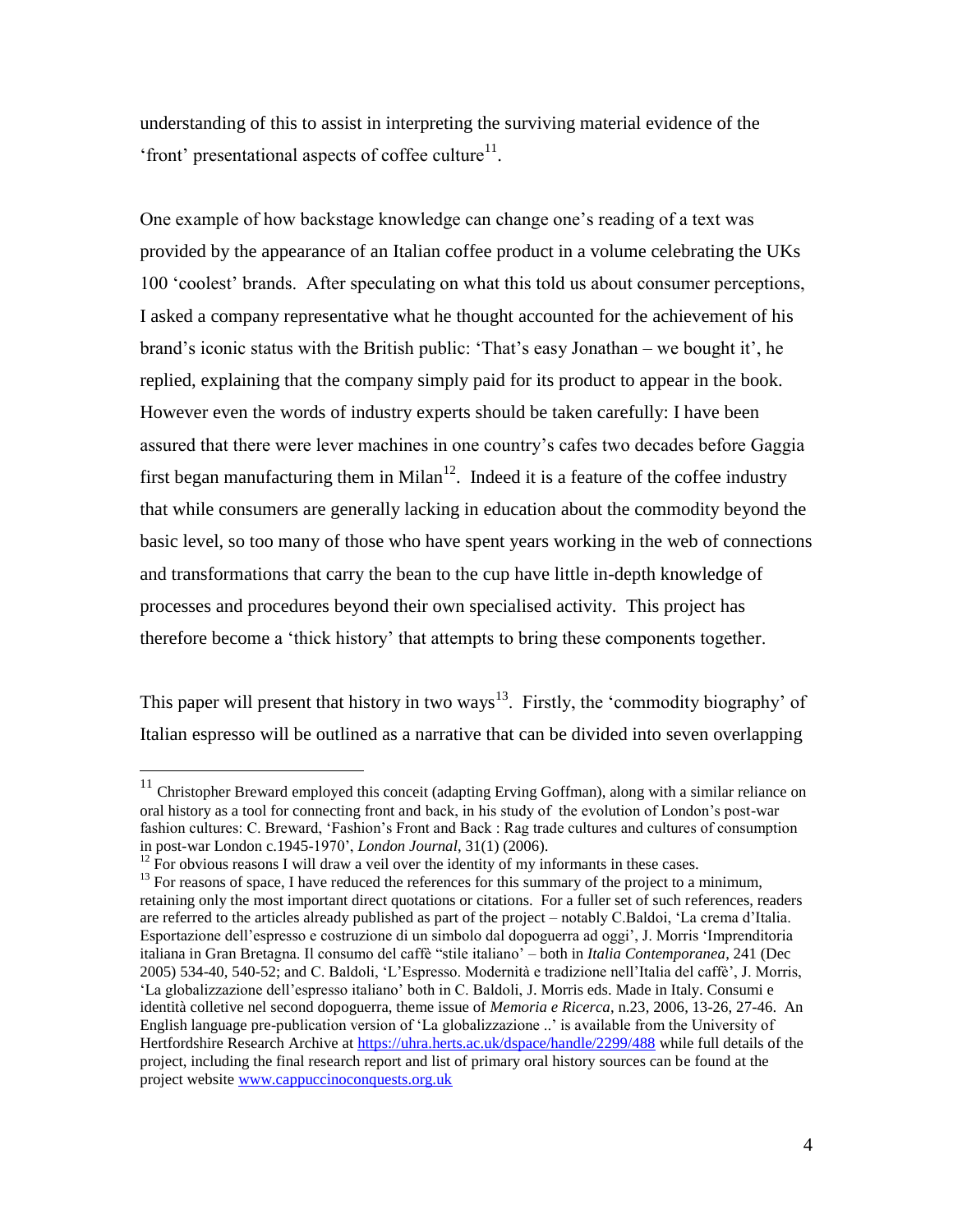understanding of this to assist in interpreting the surviving material evidence of the 'front' presentational aspects of coffee culture[11].

One example of how backstage knowledge can change one's reading of a text was provided by the appearance of an Italian coffee product in a volume celebrating the UKs 100 'coolest' brands. After speculating on what this told us about consumer perceptions, I asked a company representative what he thought accounted for the achievement of his brand's iconic status with the British public: 'That's easy Jonathan – we bought it', he replied, explaining that the company simply paid for its product to appear in the book. However even the words of industry experts should be taken carefully: I have been assured that there were lever machines in one country's cafes two decades before Gaggia first began manufacturing them in Milan[12]. Indeed it is a feature of the coffee industry that while consumers are generally lacking in education about the commodity beyond the basic level, so too many of those who have spent years working in the web of connections and transformations that carry the bean to the cup have little in-depth knowledge of processes and procedures beyond their own specialised activity. This project has therefore become a 'thick history' that attempts to bring these components together.

This paper will present that history in two ways[13]. Firstly, the 'commodity biography' of Italian espresso will be outlined as a narrative that can be divided into seven overlapping

---

[11] Christopher Breward employed this conceit (adapting Erving Goffman), along with a similar reliance on oral history as a tool for connecting front and back, in his study of the evolution of London's post-war fashion cultures: C. Breward, 'Fashion's Front and Back : Rag trade cultures and cultures of consumption in post-war London c.1945-1970', *London Journal*, 31(1) (2006).

[12] For obvious reasons I will draw a veil over the identity of my informants in these cases.

[13] For reasons of space, I have reduced the references for this summary of the project to a minimum, retaining only the most important direct quotations or citations. For a fuller set of such references, readers are referred to the articles already published as part of the project – notably C.Baldoi, 'La crema d'Italia. Esportazione dell'espresso e costruzione di un simbolo dal dopoguerra ad oggi', J. Morris 'Imprenditoria italiana in Gran Bretagna. Il consumo del caffè "stile italiano" – both in *Italia Contemporanea*, 241 (Dec 2005) 534-40, 540-52; and C. Baldoli, 'L'Espresso. Modernità e tradizione nell'Italia del caffè', J. Morris, 'La globalizzazione dell'espresso italiano' both in C. Baldoli, J. Morris eds. Made in Italy. Consumi e identità colletive nel secondo dopoguerra, theme issue of *Memoria e Ricerca*, n.23, 2006, 13-26, 27-46. An English language pre-publication version of 'La globalizzazione ..' is available from the University of Hertfordshire Research Archive at https://uhra.herts.ac.uk/dspace/handle/2299/488 while full details of the project, including the final research report and list of primary oral history sources can be found at the project website www.cappuccinoconquests.org.uk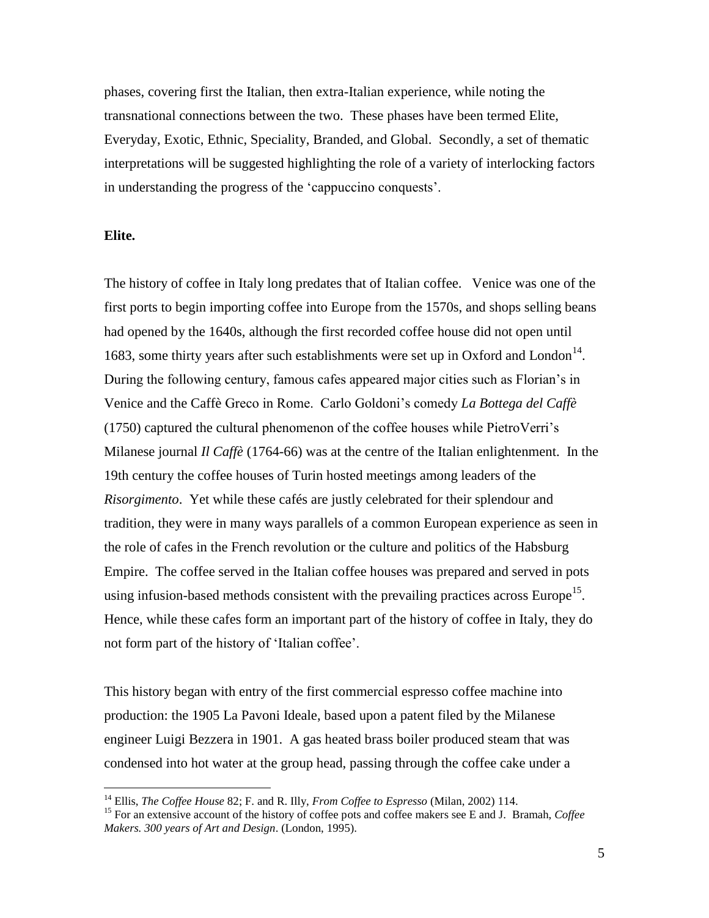phases, covering first the Italian, then extra-Italian experience, while noting the transnational connections between the two. These phases have been termed Elite, Everyday, Exotic, Ethnic, Speciality, Branded, and Global. Secondly, a set of thematic interpretations will be suggested highlighting the role of a variety of interlocking factors in understanding the progress of the 'cappuccino conquests'.

**Elite.**

The history of coffee in Italy long predates that of Italian coffee. Venice was one of the first ports to begin importing coffee into Europe from the 1570s, and shops selling beans had opened by the 1640s, although the first recorded coffee house did not open until 1683, some thirty years after such establishments were set up in Oxford and London[14]. During the following century, famous cafes appeared major cities such as Florian's in Venice and the Caffè Greco in Rome. Carlo Goldoni's comedy *La Bottega del Caffè* (1750) captured the cultural phenomenon of the coffee houses while PietroVerri's Milanese journal *Il Caffè* (1764-66) was at the centre of the Italian enlightenment. In the 19th century the coffee houses of Turin hosted meetings among leaders of the *Risorgimento*. Yet while these cafés are justly celebrated for their splendour and tradition, they were in many ways parallels of a common European experience as seen in the role of cafes in the French revolution or the culture and politics of the Habsburg Empire. The coffee served in the Italian coffee houses was prepared and served in pots using infusion-based methods consistent with the prevailing practices across Europe[15]. Hence, while these cafes form an important part of the history of coffee in Italy, they do not form part of the history of 'Italian coffee'.

This history began with entry of the first commercial espresso coffee machine into production: the 1905 La Pavoni Ideale, based upon a patent filed by the Milanese engineer Luigi Bezzera in 1901. A gas heated brass boiler produced steam that was condensed into hot water at the group head, passing through the coffee cake under a

---

[14] Ellis, *The Coffee House* 82; F. and R. Illy, *From Coffee to Espresso* (Milan, 2002) 114.

[15] For an extensive account of the history of coffee pots and coffee makers see E and J. Bramah, *Coffee Makers. 300 years of Art and Design*. (London, 1995).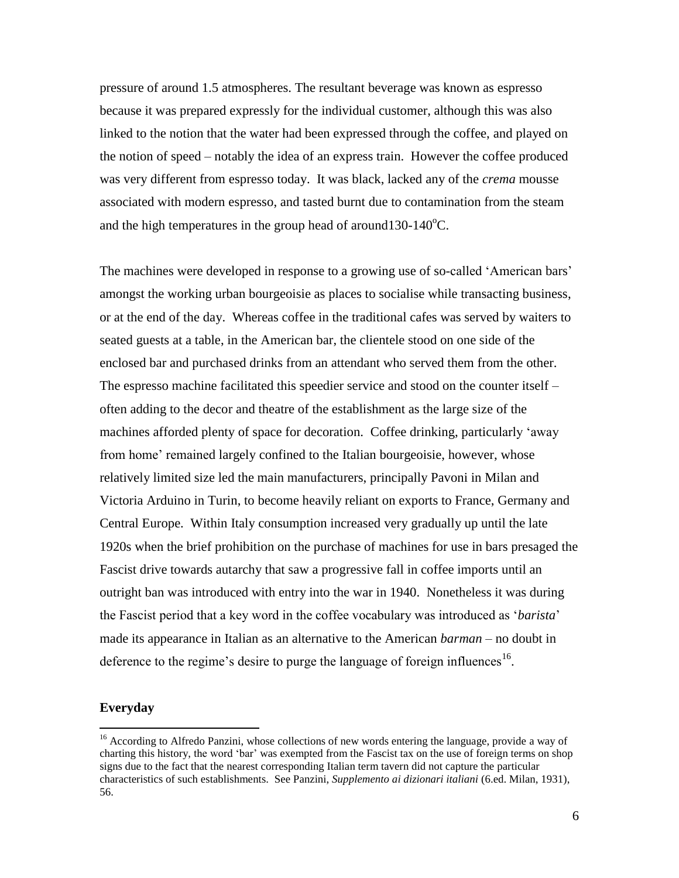pressure of around 1.5 atmospheres. The resultant beverage was known as espresso because it was prepared expressly for the individual customer, although this was also linked to the notion that the water had been expressed through the coffee, and played on the notion of speed – notably the idea of an express train. However the coffee produced was very different from espresso today. It was black, lacked any of the *crema* mousse associated with modern espresso, and tasted burnt due to contamination from the steam and the high temperatures in the group head of around130-140$^{o}$C.

The machines were developed in response to a growing use of so-called 'American bars' amongst the working urban bourgeoisie as places to socialise while transacting business, or at the end of the day. Whereas coffee in the traditional cafes was served by waiters to seated guests at a table, in the American bar, the clientele stood on one side of the enclosed bar and purchased drinks from an attendant who served them from the other. The espresso machine facilitated this speedier service and stood on the counter itself – often adding to the decor and theatre of the establishment as the large size of the machines afforded plenty of space for decoration. Coffee drinking, particularly 'away from home' remained largely confined to the Italian bourgeoisie, however, whose relatively limited size led the main manufacturers, principally Pavoni in Milan and Victoria Arduino in Turin, to become heavily reliant on exports to France, Germany and Central Europe. Within Italy consumption increased very gradually up until the late 1920s when the brief prohibition on the purchase of machines for use in bars presaged the Fascist drive towards autarchy that saw a progressive fall in coffee imports until an outright ban was introduced with entry into the war in 1940. Nonetheless it was during the Fascist period that a key word in the coffee vocabulary was introduced as '*barista*' made its appearance in Italian as an alternative to the American *barman* – no doubt in deference to the regime's desire to purge the language of foreign influences[16].

**Everyday**

[16] According to Alfredo Panzini, whose collections of new words entering the language, provide a way of charting this history, the word 'bar' was exempted from the Fascist tax on the use of foreign terms on shop signs due to the fact that the nearest corresponding Italian term tavern did not capture the particular characteristics of such establishments. See Panzini, *Supplemento ai dizionari italiani* (6.ed. Milan, 1931), 56.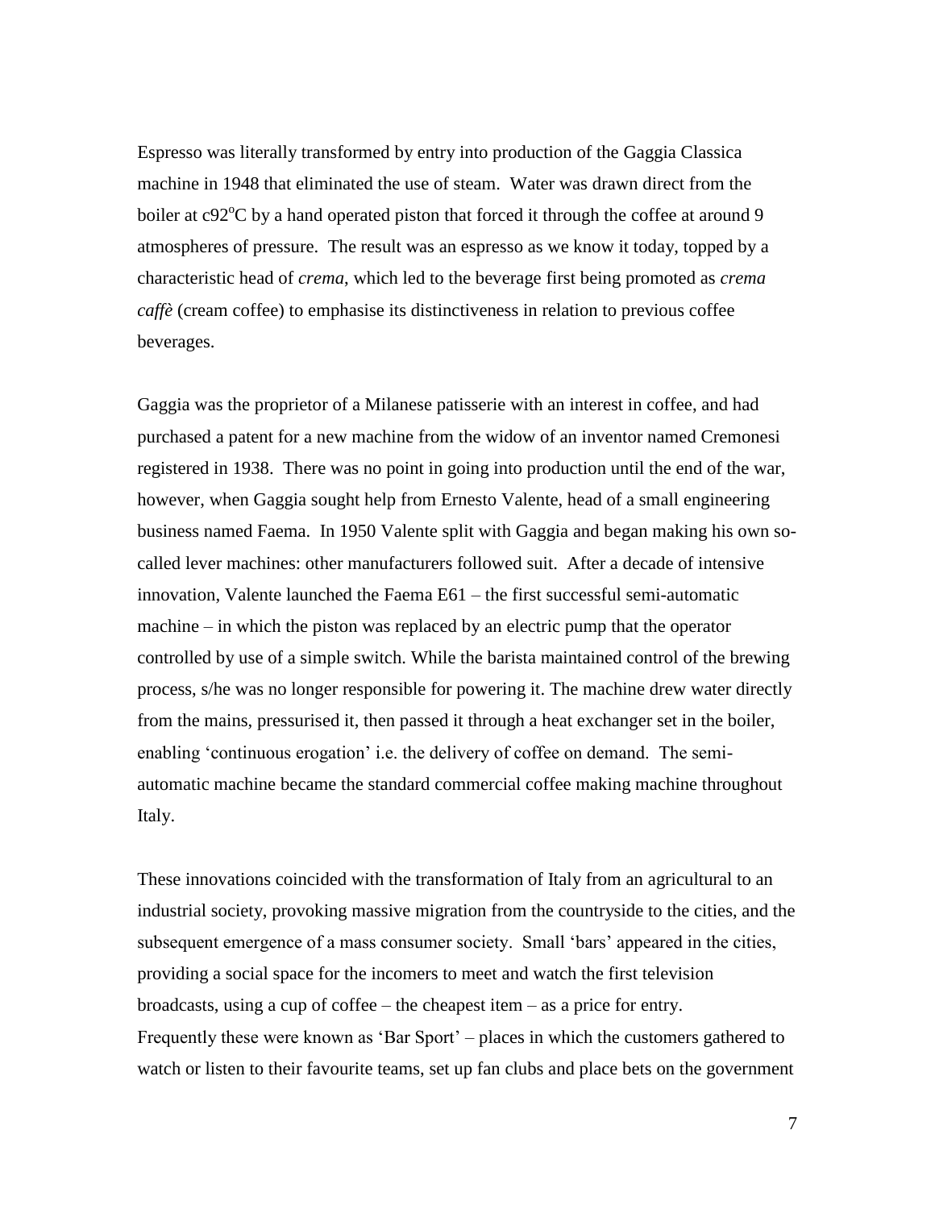Espresso was literally transformed by entry into production of the Gaggia Classica machine in 1948 that eliminated the use of steam. Water was drawn direct from the boiler at c92$^{o}$C by a hand operated piston that forced it through the coffee at around 9 atmospheres of pressure. The result was an espresso as we know it today, topped by a characteristic head of *crema*, which led to the beverage first being promoted as *crema caffè* (cream coffee) to emphasise its distinctiveness in relation to previous coffee beverages.

Gaggia was the proprietor of a Milanese patisserie with an interest in coffee, and had purchased a patent for a new machine from the widow of an inventor named Cremonesi registered in 1938. There was no point in going into production until the end of the war, however, when Gaggia sought help from Ernesto Valente, head of a small engineering business named Faema. In 1950 Valente split with Gaggia and began making his own so-called lever machines: other manufacturers followed suit. After a decade of intensive innovation, Valente launched the Faema E61 – the first successful semi-automatic machine – in which the piston was replaced by an electric pump that the operator controlled by use of a simple switch. While the barista maintained control of the brewing process, s/he was no longer responsible for powering it. The machine drew water directly from the mains, pressurised it, then passed it through a heat exchanger set in the boiler, enabling 'continuous erogation' i.e. the delivery of coffee on demand. The semi-automatic machine became the standard commercial coffee making machine throughout Italy.

These innovations coincided with the transformation of Italy from an agricultural to an industrial society, provoking massive migration from the countryside to the cities, and the subsequent emergence of a mass consumer society. Small 'bars' appeared in the cities, providing a social space for the incomers to meet and watch the first television broadcasts, using a cup of coffee – the cheapest item – as a price for entry. Frequently these were known as 'Bar Sport' – places in which the customers gathered to watch or listen to their favourite teams, set up fan clubs and place bets on the government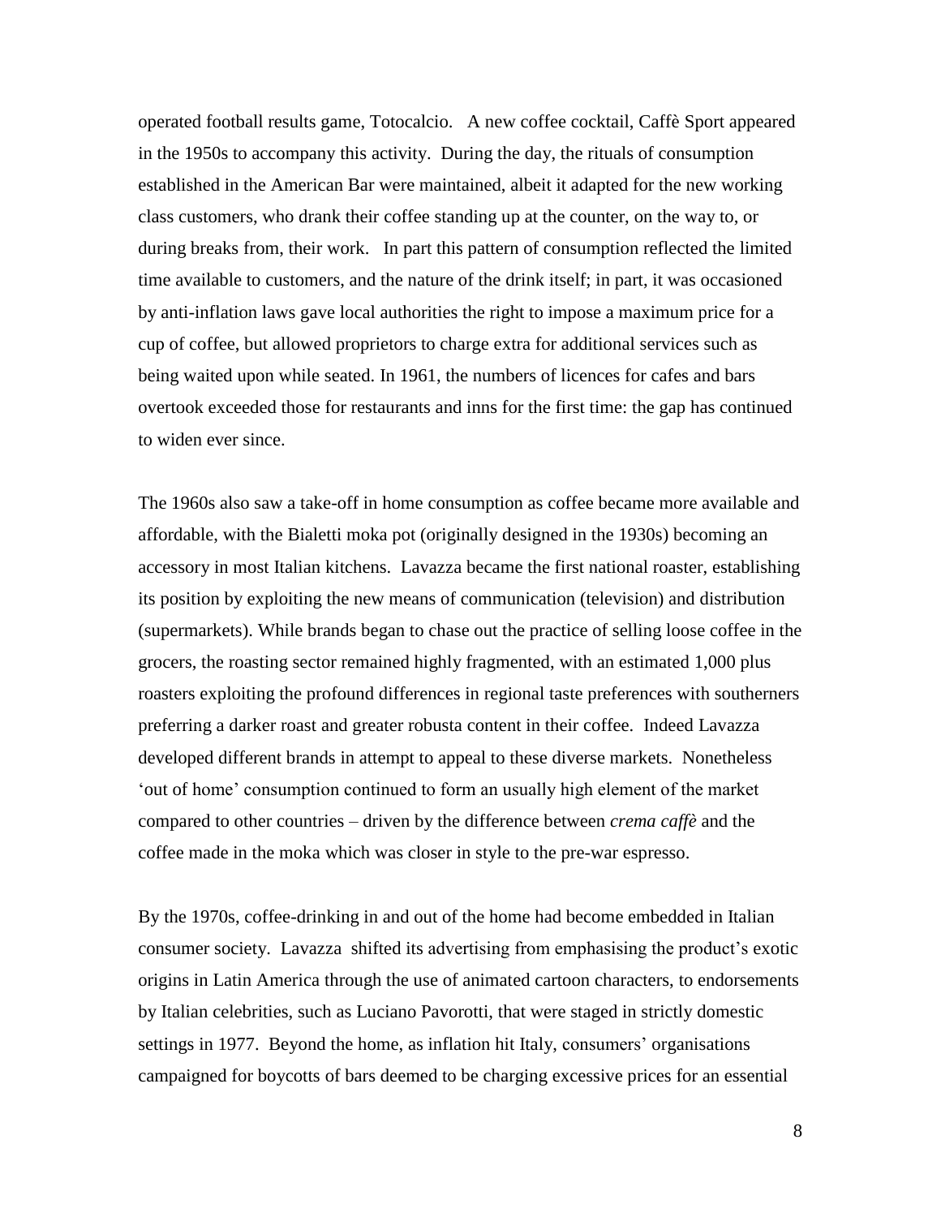operated football results game, Totocalcio. A new coffee cocktail, Caffè Sport appeared in the 1950s to accompany this activity. During the day, the rituals of consumption established in the American Bar were maintained, albeit it adapted for the new working class customers, who drank their coffee standing up at the counter, on the way to, or during breaks from, their work. In part this pattern of consumption reflected the limited time available to customers, and the nature of the drink itself; in part, it was occasioned by anti-inflation laws gave local authorities the right to impose a maximum price for a cup of coffee, but allowed proprietors to charge extra for additional services such as being waited upon while seated. In 1961, the numbers of licences for cafes and bars overtook exceeded those for restaurants and inns for the first time: the gap has continued to widen ever since.

The 1960s also saw a take-off in home consumption as coffee became more available and affordable, with the Bialetti moka pot (originally designed in the 1930s) becoming an accessory in most Italian kitchens. Lavazza became the first national roaster, establishing its position by exploiting the new means of communication (television) and distribution (supermarkets). While brands began to chase out the practice of selling loose coffee in the grocers, the roasting sector remained highly fragmented, with an estimated 1,000 plus roasters exploiting the profound differences in regional taste preferences with southerners preferring a darker roast and greater robusta content in their coffee. Indeed Lavazza developed different brands in attempt to appeal to these diverse markets. Nonetheless 'out of home' consumption continued to form an usually high element of the market compared to other countries – driven by the difference between *crema caffè* and the coffee made in the moka which was closer in style to the pre-war espresso.

By the 1970s, coffee-drinking in and out of the home had become embedded in Italian consumer society. Lavazza shifted its advertising from emphasising the product's exotic origins in Latin America through the use of animated cartoon characters, to endorsements by Italian celebrities, such as Luciano Pavorotti, that were staged in strictly domestic settings in 1977. Beyond the home, as inflation hit Italy, consumers' organisations campaigned for boycotts of bars deemed to be charging excessive prices for an essential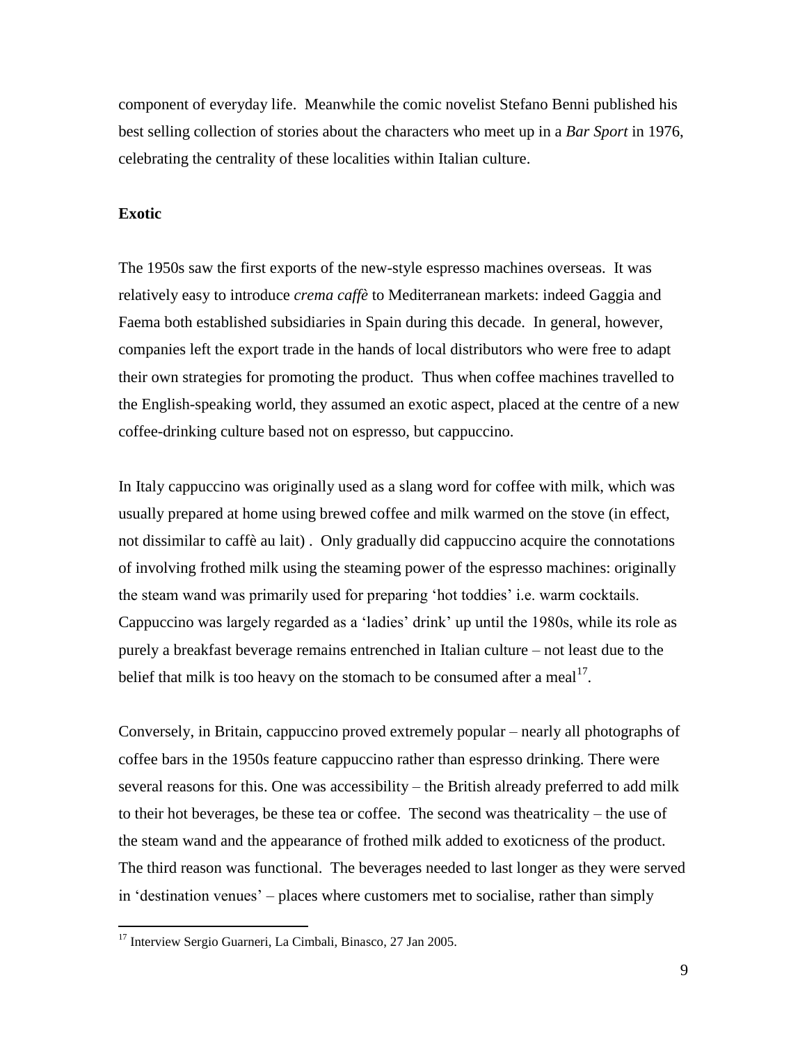component of everyday life. Meanwhile the comic novelist Stefano Benni published his best selling collection of stories about the characters who meet up in a *Bar Sport* in 1976, celebrating the centrality of these localities within Italian culture.

**Exotic**

The 1950s saw the first exports of the new-style espresso machines overseas. It was relatively easy to introduce *crema caffè* to Mediterranean markets: indeed Gaggia and Faema both established subsidiaries in Spain during this decade. In general, however, companies left the export trade in the hands of local distributors who were free to adapt their own strategies for promoting the product. Thus when coffee machines travelled to the English-speaking world, they assumed an exotic aspect, placed at the centre of a new coffee-drinking culture based not on espresso, but cappuccino.

In Italy cappuccino was originally used as a slang word for coffee with milk, which was usually prepared at home using brewed coffee and milk warmed on the stove (in effect, not dissimilar to caffè au lait) . Only gradually did cappuccino acquire the connotations of involving frothed milk using the steaming power of the espresso machines: originally the steam wand was primarily used for preparing 'hot toddies' i.e. warm cocktails. Cappuccino was largely regarded as a 'ladies' drink' up until the 1980s, while its role as purely a breakfast beverage remains entrenched in Italian culture – not least due to the belief that milk is too heavy on the stomach to be consumed after a meal[17].

Conversely, in Britain, cappuccino proved extremely popular – nearly all photographs of coffee bars in the 1950s feature cappuccino rather than espresso drinking. There were several reasons for this. One was accessibility – the British already preferred to add milk to their hot beverages, be these tea or coffee. The second was theatricality – the use of the steam wand and the appearance of frothed milk added to exoticness of the product. The third reason was functional. The beverages needed to last longer as they were served in 'destination venues' – places where customers met to socialise, rather than simply

[17] Interview Sergio Guarneri, La Cimbali, Binasco, 27 Jan 2005.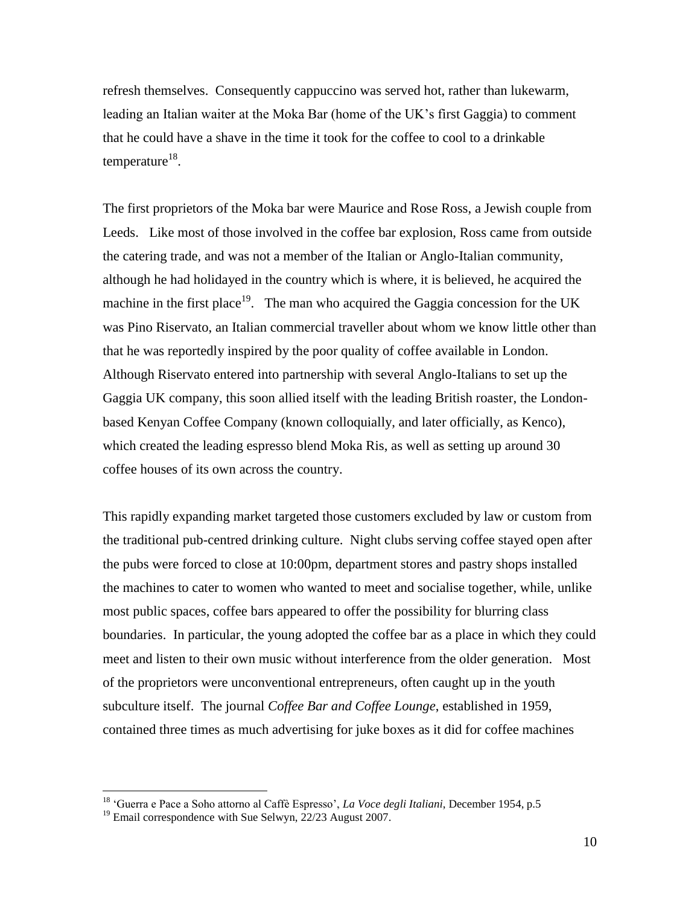refresh themselves. Consequently cappuccino was served hot, rather than lukewarm, leading an Italian waiter at the Moka Bar (home of the UK's first Gaggia) to comment that he could have a shave in the time it took for the coffee to cool to a drinkable temperature[18].

The first proprietors of the Moka bar were Maurice and Rose Ross, a Jewish couple from Leeds. Like most of those involved in the coffee bar explosion, Ross came from outside the catering trade, and was not a member of the Italian or Anglo-Italian community, although he had holidayed in the country which is where, it is believed, he acquired the machine in the first place[19]. The man who acquired the Gaggia concession for the UK was Pino Riservato, an Italian commercial traveller about whom we know little other than that he was reportedly inspired by the poor quality of coffee available in London. Although Riservato entered into partnership with several Anglo-Italians to set up the Gaggia UK company, this soon allied itself with the leading British roaster, the London-based Kenyan Coffee Company (known colloquially, and later officially, as Kenco), which created the leading espresso blend Moka Ris, as well as setting up around 30 coffee houses of its own across the country.

This rapidly expanding market targeted those customers excluded by law or custom from the traditional pub-centred drinking culture. Night clubs serving coffee stayed open after the pubs were forced to close at 10:00pm, department stores and pastry shops installed the machines to cater to women who wanted to meet and socialise together, while, unlike most public spaces, coffee bars appeared to offer the possibility for blurring class boundaries. In particular, the young adopted the coffee bar as a place in which they could meet and listen to their own music without interference from the older generation. Most of the proprietors were unconventional entrepreneurs, often caught up in the youth subculture itself. The journal *Coffee Bar and Coffee Lounge*, established in 1959, contained three times as much advertising for juke boxes as it did for coffee machines

---

[18] 'Guerra e Pace a Soho attorno al Caffè Espresso', *La Voce degli Italiani*, December 1954, p.5

[19] Email correspondence with Sue Selwyn, 22/23 August 2007.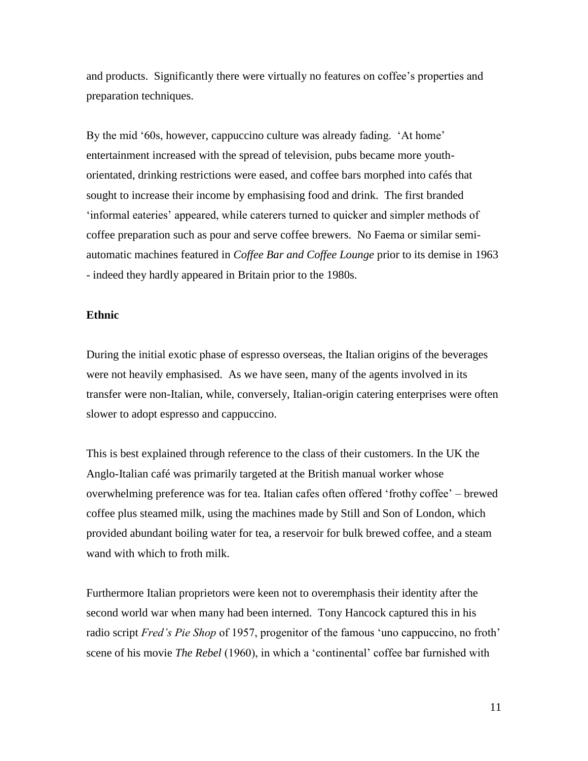and products. Significantly there were virtually no features on coffee's properties and preparation techniques.

By the mid '60s, however, cappuccino culture was already fading. 'At home' entertainment increased with the spread of television, pubs became more youth-orientated, drinking restrictions were eased, and coffee bars morphed into cafés that sought to increase their income by emphasising food and drink. The first branded 'informal eateries' appeared, while caterers turned to quicker and simpler methods of coffee preparation such as pour and serve coffee brewers. No Faema or similar semi-automatic machines featured in *Coffee Bar and Coffee Lounge* prior to its demise in 1963 - indeed they hardly appeared in Britain prior to the 1980s.

**Ethnic**

During the initial exotic phase of espresso overseas, the Italian origins of the beverages were not heavily emphasised. As we have seen, many of the agents involved in its transfer were non-Italian, while, conversely, Italian-origin catering enterprises were often slower to adopt espresso and cappuccino.

This is best explained through reference to the class of their customers. In the UK the Anglo-Italian café was primarily targeted at the British manual worker whose overwhelming preference was for tea. Italian cafes often offered 'frothy coffee' – brewed coffee plus steamed milk, using the machines made by Still and Son of London, which provided abundant boiling water for tea, a reservoir for bulk brewed coffee, and a steam wand with which to froth milk.

Furthermore Italian proprietors were keen not to overemphasis their identity after the second world war when many had been interned. Tony Hancock captured this in his radio script *Fred's Pie Shop* of 1957, progenitor of the famous 'uno cappuccino, no froth' scene of his movie *The Rebel* (1960), in which a 'continental' coffee bar furnished with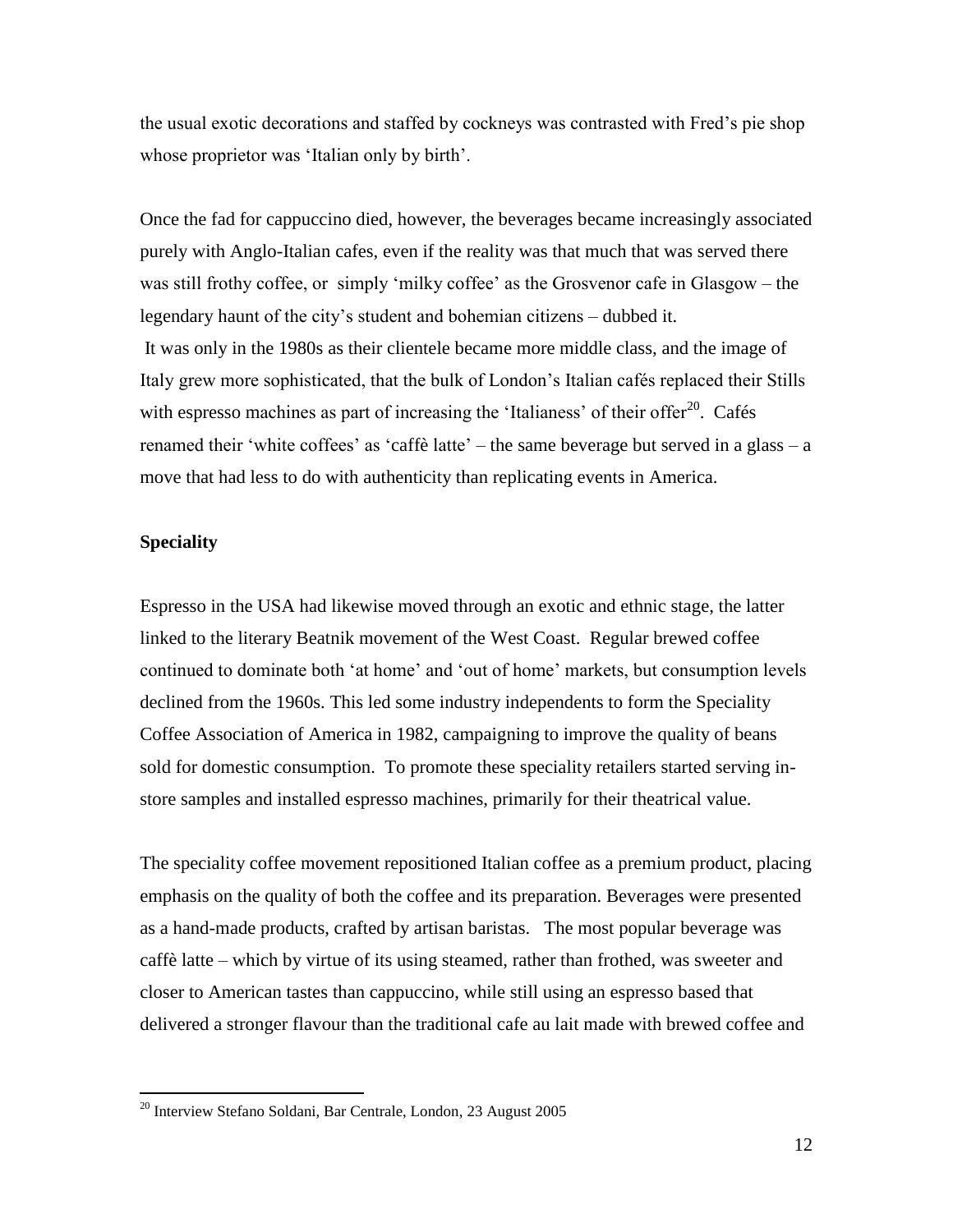the usual exotic decorations and staffed by cockneys was contrasted with Fred's pie shop whose proprietor was 'Italian only by birth'.

Once the fad for cappuccino died, however, the beverages became increasingly associated purely with Anglo-Italian cafes, even if the reality was that much that was served there was still frothy coffee, or simply 'milky coffee' as the Grosvenor cafe in Glasgow – the legendary haunt of the city's student and bohemian citizens – dubbed it.

It was only in the 1980s as their clientele became more middle class, and the image of Italy grew more sophisticated, that the bulk of London's Italian cafés replaced their Stills with espresso machines as part of increasing the 'Italianess' of their offer[20]. Cafés renamed their 'white coffees' as 'caffè latte' – the same beverage but served in a glass – a move that had less to do with authenticity than replicating events in America.

**Speciality**

Espresso in the USA had likewise moved through an exotic and ethnic stage, the latter linked to the literary Beatnik movement of the West Coast. Regular brewed coffee continued to dominate both 'at home' and 'out of home' markets, but consumption levels declined from the 1960s. This led some industry independents to form the Speciality Coffee Association of America in 1982, campaigning to improve the quality of beans sold for domestic consumption. To promote these speciality retailers started serving in-store samples and installed espresso machines, primarily for their theatrical value.

The speciality coffee movement repositioned Italian coffee as a premium product, placing emphasis on the quality of both the coffee and its preparation. Beverages were presented as a hand-made products, crafted by artisan baristas. The most popular beverage was caffè latte – which by virtue of its using steamed, rather than frothed, was sweeter and closer to American tastes than cappuccino, while still using an espresso based that delivered a stronger flavour than the traditional cafe au lait made with brewed coffee and

[20] Interview Stefano Soldani, Bar Centrale, London, 23 August 2005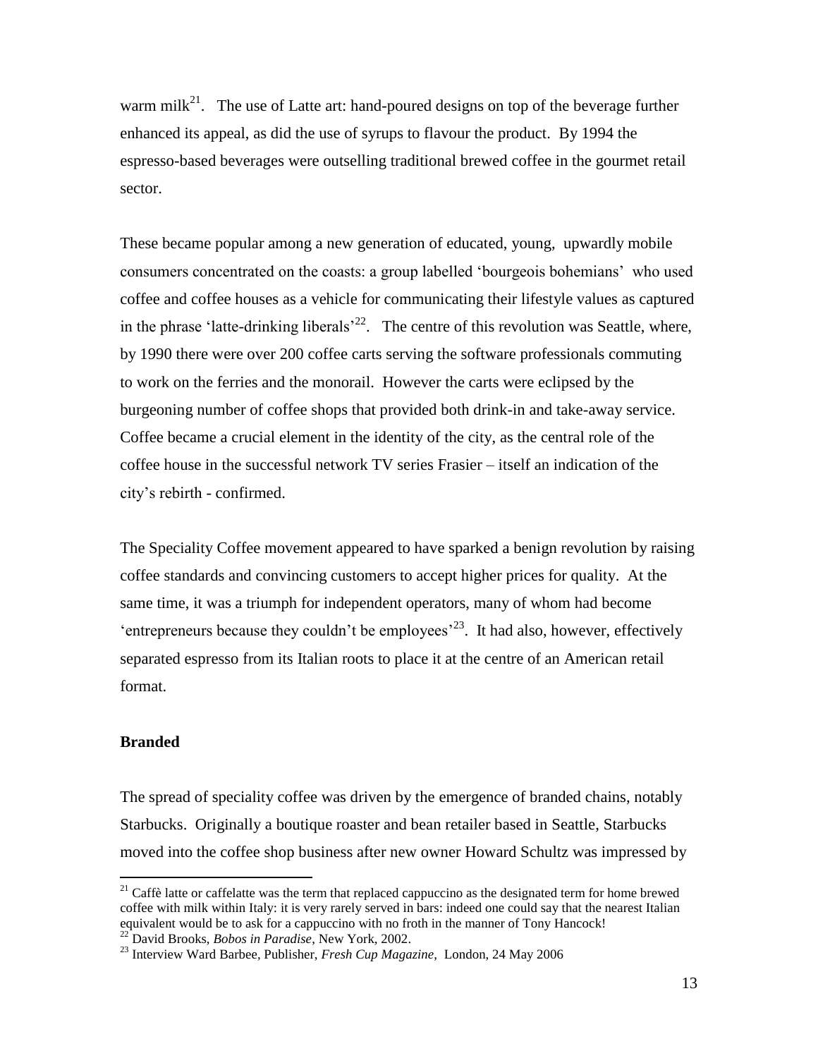warm milk[21]. The use of Latte art: hand-poured designs on top of the beverage further enhanced its appeal, as did the use of syrups to flavour the product. By 1994 the espresso-based beverages were outselling traditional brewed coffee in the gourmet retail sector.

These became popular among a new generation of educated, young, upwardly mobile consumers concentrated on the coasts: a group labelled 'bourgeois bohemians' who used coffee and coffee houses as a vehicle for communicating their lifestyle values as captured in the phrase 'latte-drinking liberals'[22]. The centre of this revolution was Seattle, where, by 1990 there were over 200 coffee carts serving the software professionals commuting to work on the ferries and the monorail. However the carts were eclipsed by the burgeoning number of coffee shops that provided both drink-in and take-away service. Coffee became a crucial element in the identity of the city, as the central role of the coffee house in the successful network TV series Frasier – itself an indication of the city's rebirth - confirmed.

The Speciality Coffee movement appeared to have sparked a benign revolution by raising coffee standards and convincing customers to accept higher prices for quality. At the same time, it was a triumph for independent operators, many of whom had become 'entrepreneurs because they couldn't be employees'[23]. It had also, however, effectively separated espresso from its Italian roots to place it at the centre of an American retail format.

**Branded**

The spread of speciality coffee was driven by the emergence of branded chains, notably Starbucks. Originally a boutique roaster and bean retailer based in Seattle, Starbucks moved into the coffee shop business after new owner Howard Schultz was impressed by

---

[21] Caffè latte or caffelatte was the term that replaced cappuccino as the designated term for home brewed coffee with milk within Italy: it is very rarely served in bars: indeed one could say that the nearest Italian equivalent would be to ask for a cappuccino with no froth in the manner of Tony Hancock!

[22] David Brooks, *Bobos in Paradise*, New York, 2002.

[23] Interview Ward Barbee, Publisher, *Fresh Cup Magazine*, London, 24 May 2006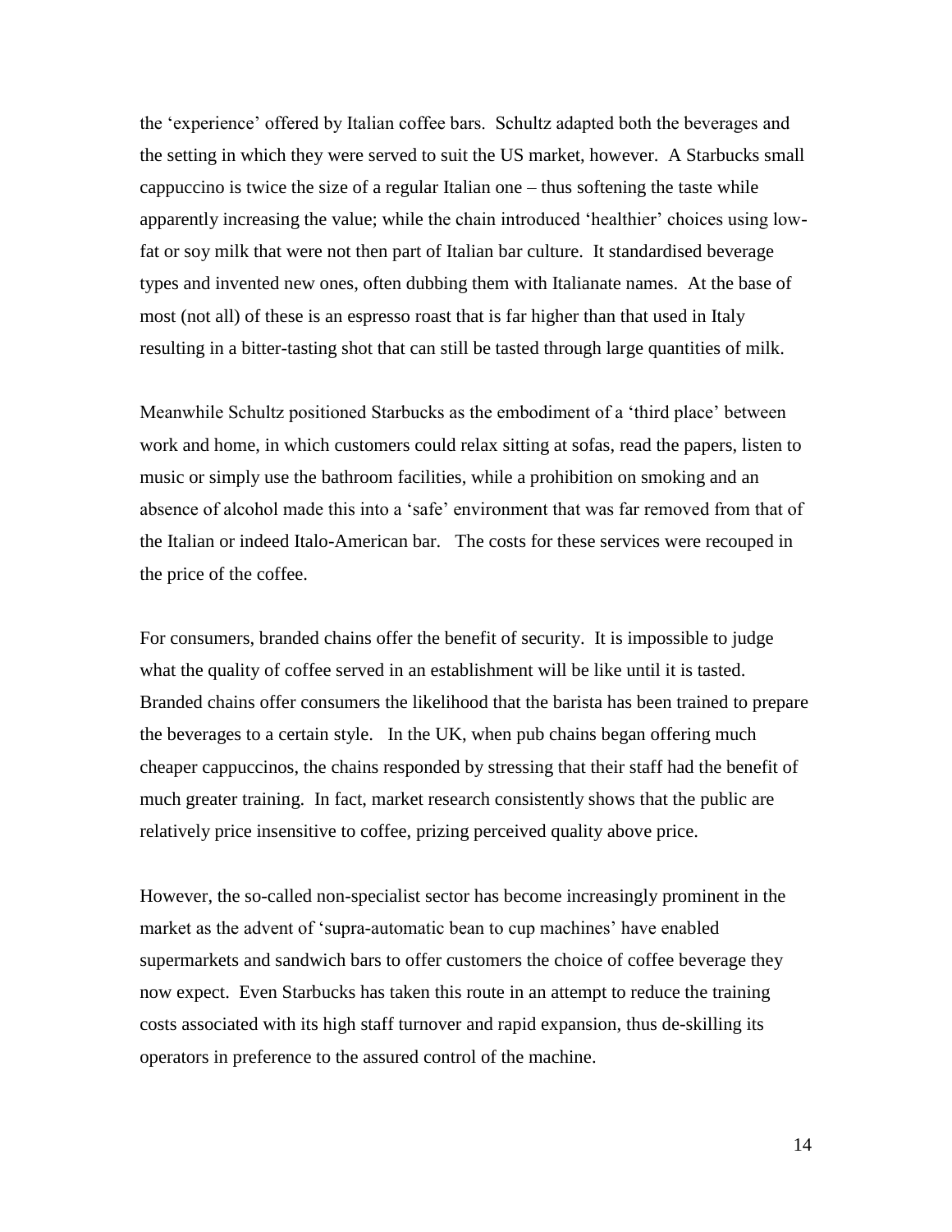the 'experience' offered by Italian coffee bars. Schultz adapted both the beverages and the setting in which they were served to suit the US market, however. A Starbucks small cappuccino is twice the size of a regular Italian one – thus softening the taste while apparently increasing the value; while the chain introduced 'healthier' choices using low-fat or soy milk that were not then part of Italian bar culture. It standardised beverage types and invented new ones, often dubbing them with Italianate names. At the base of most (not all) of these is an espresso roast that is far higher than that used in Italy resulting in a bitter-tasting shot that can still be tasted through large quantities of milk.

Meanwhile Schultz positioned Starbucks as the embodiment of a 'third place' between work and home, in which customers could relax sitting at sofas, read the papers, listen to music or simply use the bathroom facilities, while a prohibition on smoking and an absence of alcohol made this into a 'safe' environment that was far removed from that of the Italian or indeed Italo-American bar. The costs for these services were recouped in the price of the coffee.

For consumers, branded chains offer the benefit of security. It is impossible to judge what the quality of coffee served in an establishment will be like until it is tasted. Branded chains offer consumers the likelihood that the barista has been trained to prepare the beverages to a certain style. In the UK, when pub chains began offering much cheaper cappuccinos, the chains responded by stressing that their staff had the benefit of much greater training. In fact, market research consistently shows that the public are relatively price insensitive to coffee, prizing perceived quality above price.

However, the so-called non-specialist sector has become increasingly prominent in the market as the advent of 'supra-automatic bean to cup machines' have enabled supermarkets and sandwich bars to offer customers the choice of coffee beverage they now expect. Even Starbucks has taken this route in an attempt to reduce the training costs associated with its high staff turnover and rapid expansion, thus de-skilling its operators in preference to the assured control of the machine.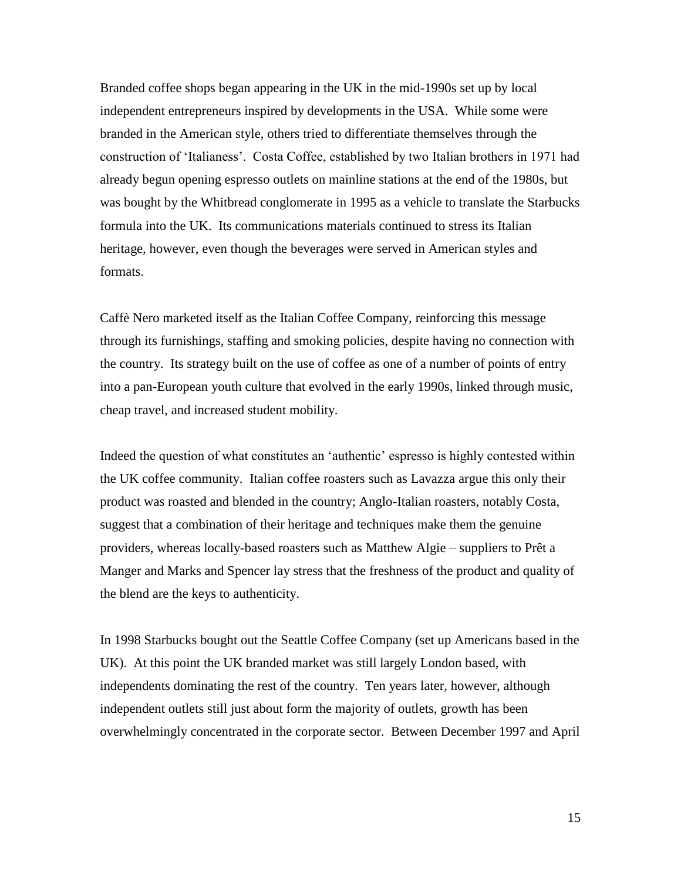Branded coffee shops began appearing in the UK in the mid-1990s set up by local independent entrepreneurs inspired by developments in the USA. While some were branded in the American style, others tried to differentiate themselves through the construction of 'Italianess'. Costa Coffee, established by two Italian brothers in 1971 had already begun opening espresso outlets on mainline stations at the end of the 1980s, but was bought by the Whitbread conglomerate in 1995 as a vehicle to translate the Starbucks formula into the UK. Its communications materials continued to stress its Italian heritage, however, even though the beverages were served in American styles and formats.

Caffè Nero marketed itself as the Italian Coffee Company, reinforcing this message through its furnishings, staffing and smoking policies, despite having no connection with the country. Its strategy built on the use of coffee as one of a number of points of entry into a pan-European youth culture that evolved in the early 1990s, linked through music, cheap travel, and increased student mobility.

Indeed the question of what constitutes an 'authentic' espresso is highly contested within the UK coffee community. Italian coffee roasters such as Lavazza argue this only their product was roasted and blended in the country; Anglo-Italian roasters, notably Costa, suggest that a combination of their heritage and techniques make them the genuine providers, whereas locally-based roasters such as Matthew Algie – suppliers to Prêt a Manger and Marks and Spencer lay stress that the freshness of the product and quality of the blend are the keys to authenticity.

In 1998 Starbucks bought out the Seattle Coffee Company (set up Americans based in the UK). At this point the UK branded market was still largely London based, with independents dominating the rest of the country. Ten years later, however, although independent outlets still just about form the majority of outlets, growth has been overwhelmingly concentrated in the corporate sector. Between December 1997 and April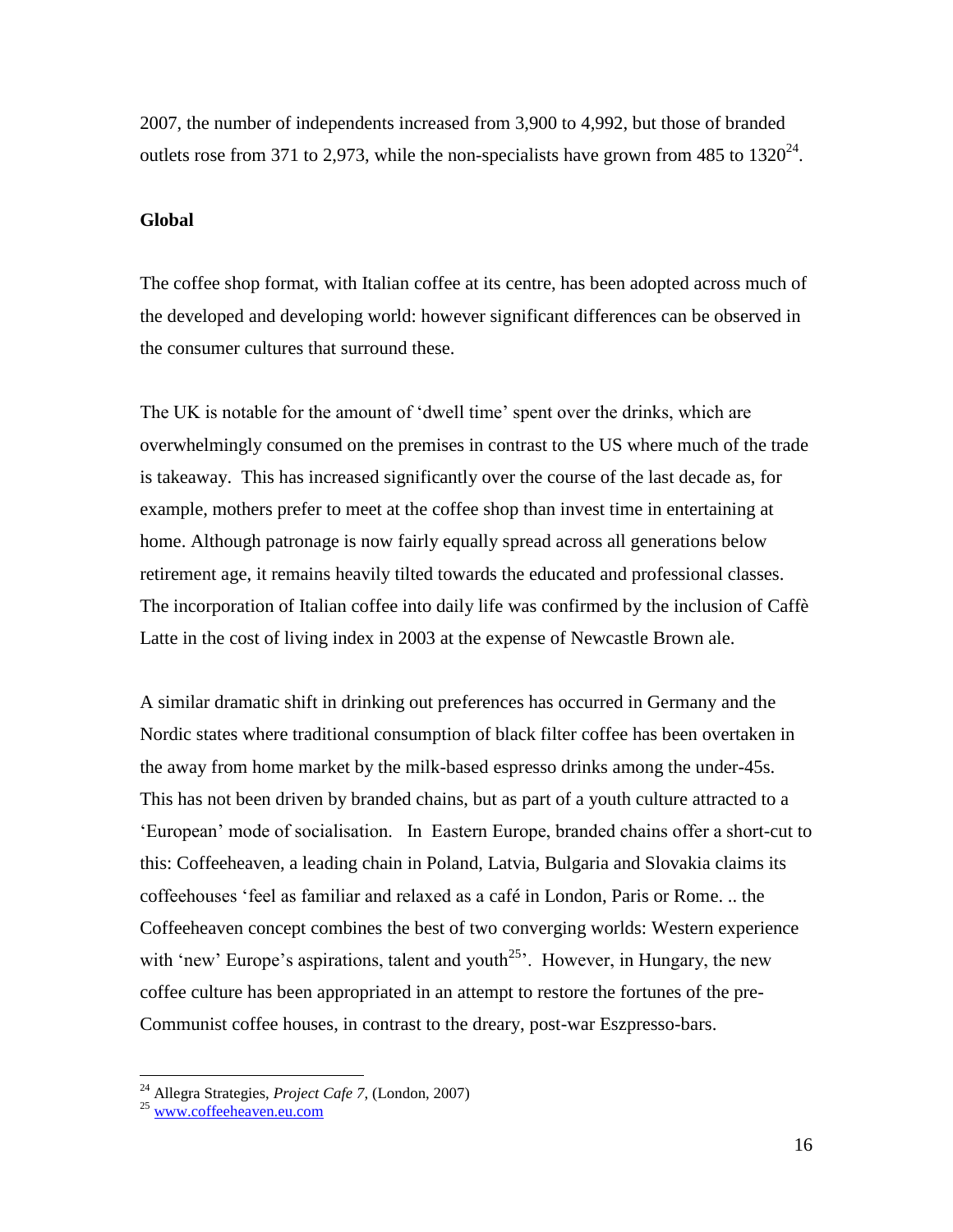2007, the number of independents increased from 3,900 to 4,992, but those of branded outlets rose from 371 to 2,973, while the non-specialists have grown from 485 to 1320[24].

**Global**

The coffee shop format, with Italian coffee at its centre, has been adopted across much of the developed and developing world: however significant differences can be observed in the consumer cultures that surround these.

The UK is notable for the amount of 'dwell time' spent over the drinks, which are overwhelmingly consumed on the premises in contrast to the US where much of the trade is takeaway. This has increased significantly over the course of the last decade as, for example, mothers prefer to meet at the coffee shop than invest time in entertaining at home. Although patronage is now fairly equally spread across all generations below retirement age, it remains heavily tilted towards the educated and professional classes. The incorporation of Italian coffee into daily life was confirmed by the inclusion of Caffè Latte in the cost of living index in 2003 at the expense of Newcastle Brown ale.

A similar dramatic shift in drinking out preferences has occurred in Germany and the Nordic states where traditional consumption of black filter coffee has been overtaken in the away from home market by the milk-based espresso drinks among the under-45s. This has not been driven by branded chains, but as part of a youth culture attracted to a 'European' mode of socialisation. In Eastern Europe, branded chains offer a short-cut to this: Coffeeheaven, a leading chain in Poland, Latvia, Bulgaria and Slovakia claims its coffeehouses 'feel as familiar and relaxed as a café in London, Paris or Rome. .. the Coffeeheaven concept combines the best of two converging worlds: Western experience with 'new' Europe's aspirations, talent and youth[25]'. However, in Hungary, the new coffee culture has been appropriated in an attempt to restore the fortunes of the pre-Communist coffee houses, in contrast to the dreary, post-war Eszpresso-bars.

---

[24] Allegra Strategies, *Project Cafe 7*, (London, 2007)

[25] www.coffeeheaven.eu.com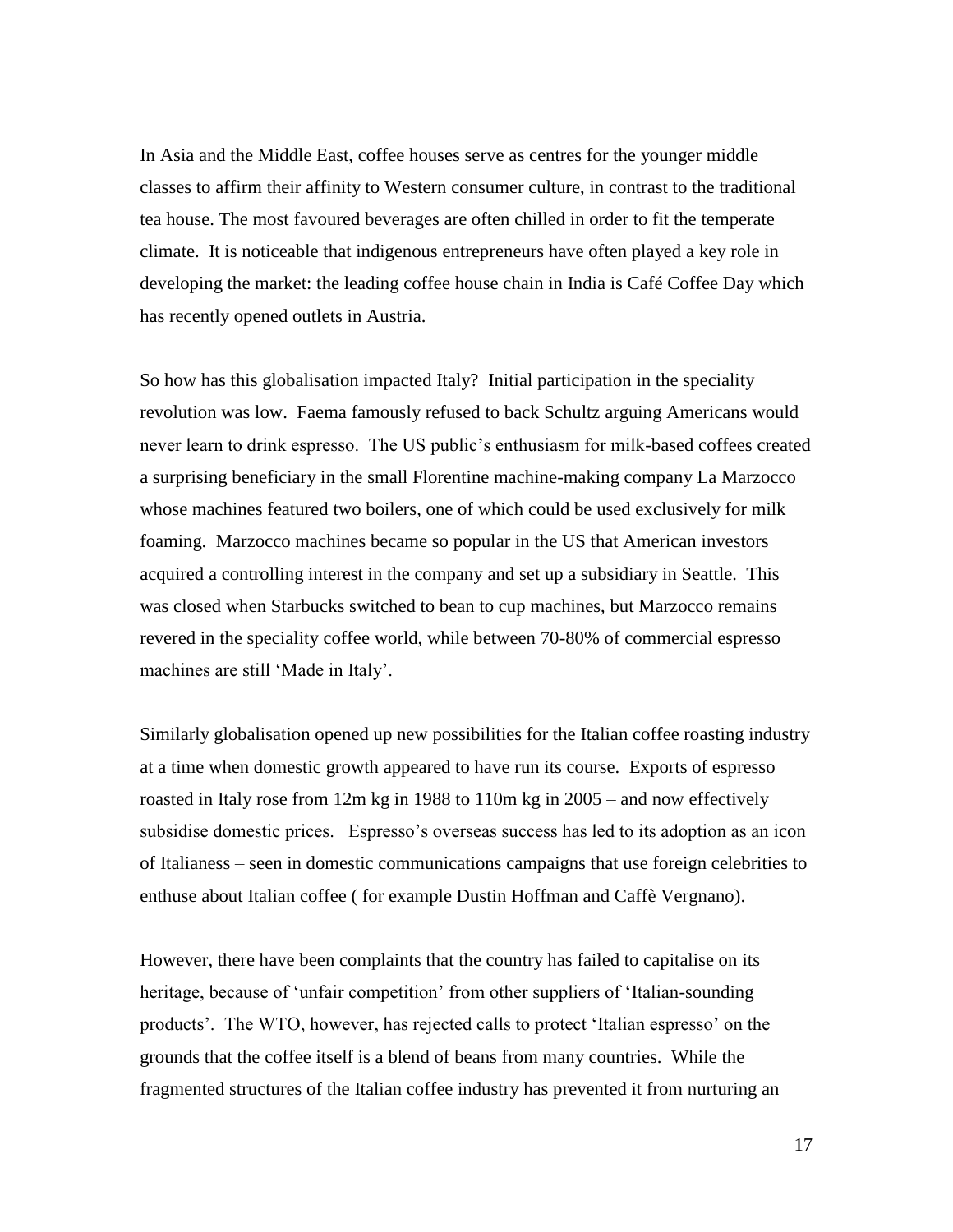In Asia and the Middle East, coffee houses serve as centres for the younger middle classes to affirm their affinity to Western consumer culture, in contrast to the traditional tea house. The most favoured beverages are often chilled in order to fit the temperate climate. It is noticeable that indigenous entrepreneurs have often played a key role in developing the market: the leading coffee house chain in India is Café Coffee Day which has recently opened outlets in Austria.

So how has this globalisation impacted Italy? Initial participation in the speciality revolution was low. Faema famously refused to back Schultz arguing Americans would never learn to drink espresso. The US public's enthusiasm for milk-based coffees created a surprising beneficiary in the small Florentine machine-making company La Marzocco whose machines featured two boilers, one of which could be used exclusively for milk foaming. Marzocco machines became so popular in the US that American investors acquired a controlling interest in the company and set up a subsidiary in Seattle. This was closed when Starbucks switched to bean to cup machines, but Marzocco remains revered in the speciality coffee world, while between 70-80% of commercial espresso machines are still 'Made in Italy'.

Similarly globalisation opened up new possibilities for the Italian coffee roasting industry at a time when domestic growth appeared to have run its course. Exports of espresso roasted in Italy rose from 12m kg in 1988 to 110m kg in 2005 – and now effectively subsidise domestic prices. Espresso's overseas success has led to its adoption as an icon of Italianess – seen in domestic communications campaigns that use foreign celebrities to enthuse about Italian coffee ( for example Dustin Hoffman and Caffè Vergnano).

However, there have been complaints that the country has failed to capitalise on its heritage, because of 'unfair competition' from other suppliers of 'Italian-sounding products'. The WTO, however, has rejected calls to protect 'Italian espresso' on the grounds that the coffee itself is a blend of beans from many countries. While the fragmented structures of the Italian coffee industry has prevented it from nurturing an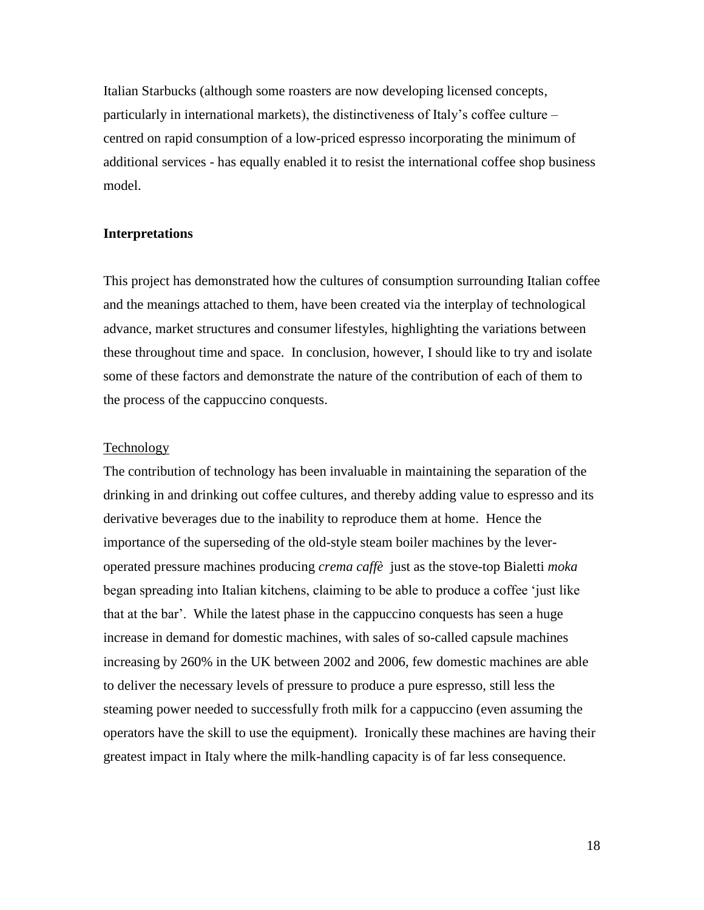Italian Starbucks (although some roasters are now developing licensed concepts, particularly in international markets), the distinctiveness of Italy's coffee culture – centred on rapid consumption of a low-priced espresso incorporating the minimum of additional services - has equally enabled it to resist the international coffee shop business model.

## Interpretations

This project has demonstrated how the cultures of consumption surrounding Italian coffee and the meanings attached to them, have been created via the interplay of technological advance, market structures and consumer lifestyles, highlighting the variations between these throughout time and space. In conclusion, however, I should like to try and isolate some of these factors and demonstrate the nature of the contribution of each of them to the process of the cappuccino conquests.

### Technology

The contribution of technology has been invaluable in maintaining the separation of the drinking in and drinking out coffee cultures, and thereby adding value to espresso and its derivative beverages due to the inability to reproduce them at home. Hence the importance of the superseding of the old-style steam boiler machines by the lever-operated pressure machines producing *crema caffè* just as the stove-top Bialetti *moka* began spreading into Italian kitchens, claiming to be able to produce a coffee 'just like that at the bar'. While the latest phase in the cappuccino conquests has seen a huge increase in demand for domestic machines, with sales of so-called capsule machines increasing by 260% in the UK between 2002 and 2006, few domestic machines are able to deliver the necessary levels of pressure to produce a pure espresso, still less the steaming power needed to successfully froth milk for a cappuccino (even assuming the operators have the skill to use the equipment). Ironically these machines are having their greatest impact in Italy where the milk-handling capacity is of far less consequence.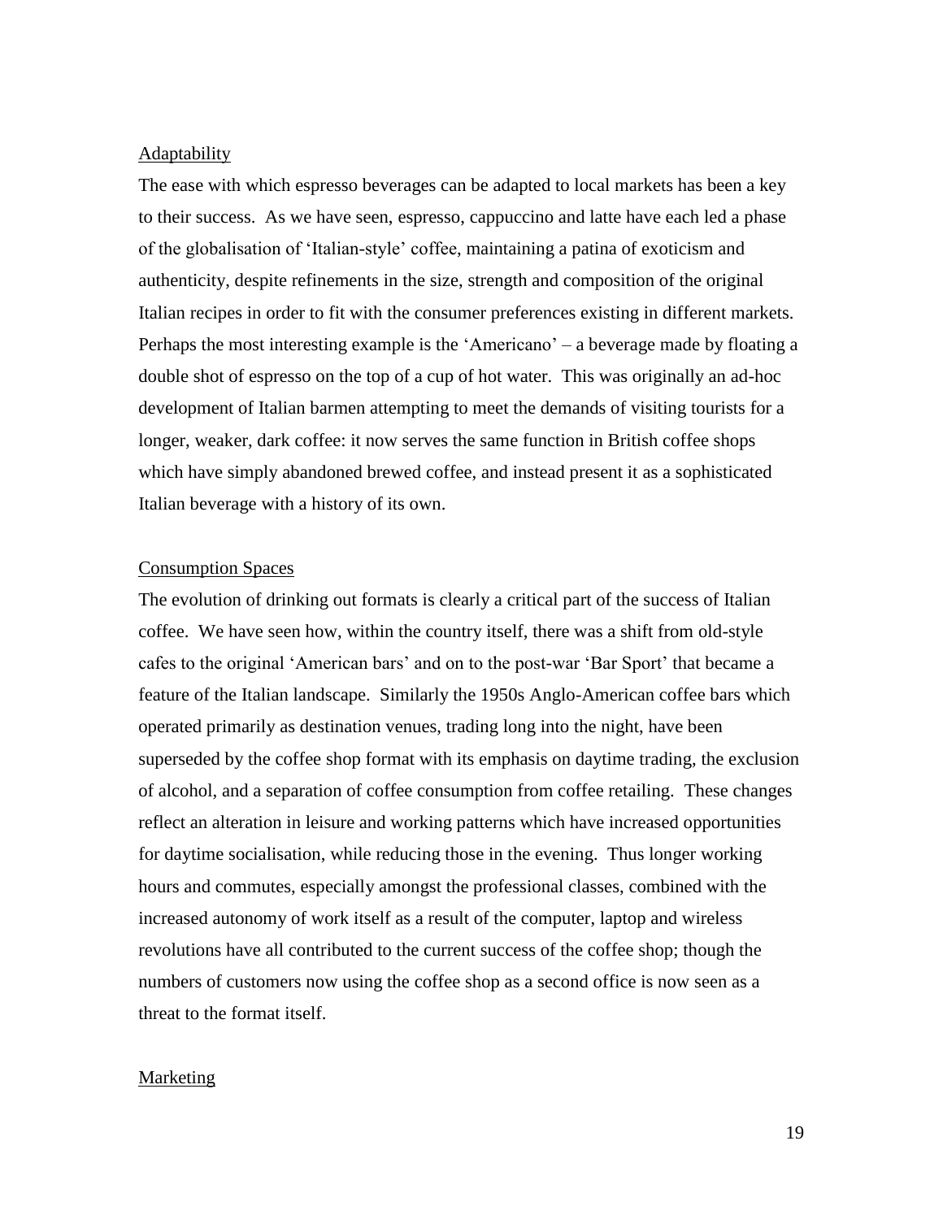### Adaptability

The ease with which espresso beverages can be adapted to local markets has been a key to their success. As we have seen, espresso, cappuccino and latte have each led a phase of the globalisation of 'Italian-style' coffee, maintaining a patina of exoticism and authenticity, despite refinements in the size, strength and composition of the original Italian recipes in order to fit with the consumer preferences existing in different markets. Perhaps the most interesting example is the 'Americano' – a beverage made by floating a double shot of espresso on the top of a cup of hot water. This was originally an ad-hoc development of Italian barmen attempting to meet the demands of visiting tourists for a longer, weaker, dark coffee: it now serves the same function in British coffee shops which have simply abandoned brewed coffee, and instead present it as a sophisticated Italian beverage with a history of its own.

### Consumption Spaces

The evolution of drinking out formats is clearly a critical part of the success of Italian coffee. We have seen how, within the country itself, there was a shift from old-style cafes to the original 'American bars' and on to the post-war 'Bar Sport' that became a feature of the Italian landscape. Similarly the 1950s Anglo-American coffee bars which operated primarily as destination venues, trading long into the night, have been superseded by the coffee shop format with its emphasis on daytime trading, the exclusion of alcohol, and a separation of coffee consumption from coffee retailing. These changes reflect an alteration in leisure and working patterns which have increased opportunities for daytime socialisation, while reducing those in the evening. Thus longer working hours and commutes, especially amongst the professional classes, combined with the increased autonomy of work itself as a result of the computer, laptop and wireless revolutions have all contributed to the current success of the coffee shop; though the numbers of customers now using the coffee shop as a second office is now seen as a threat to the format itself.

### Marketing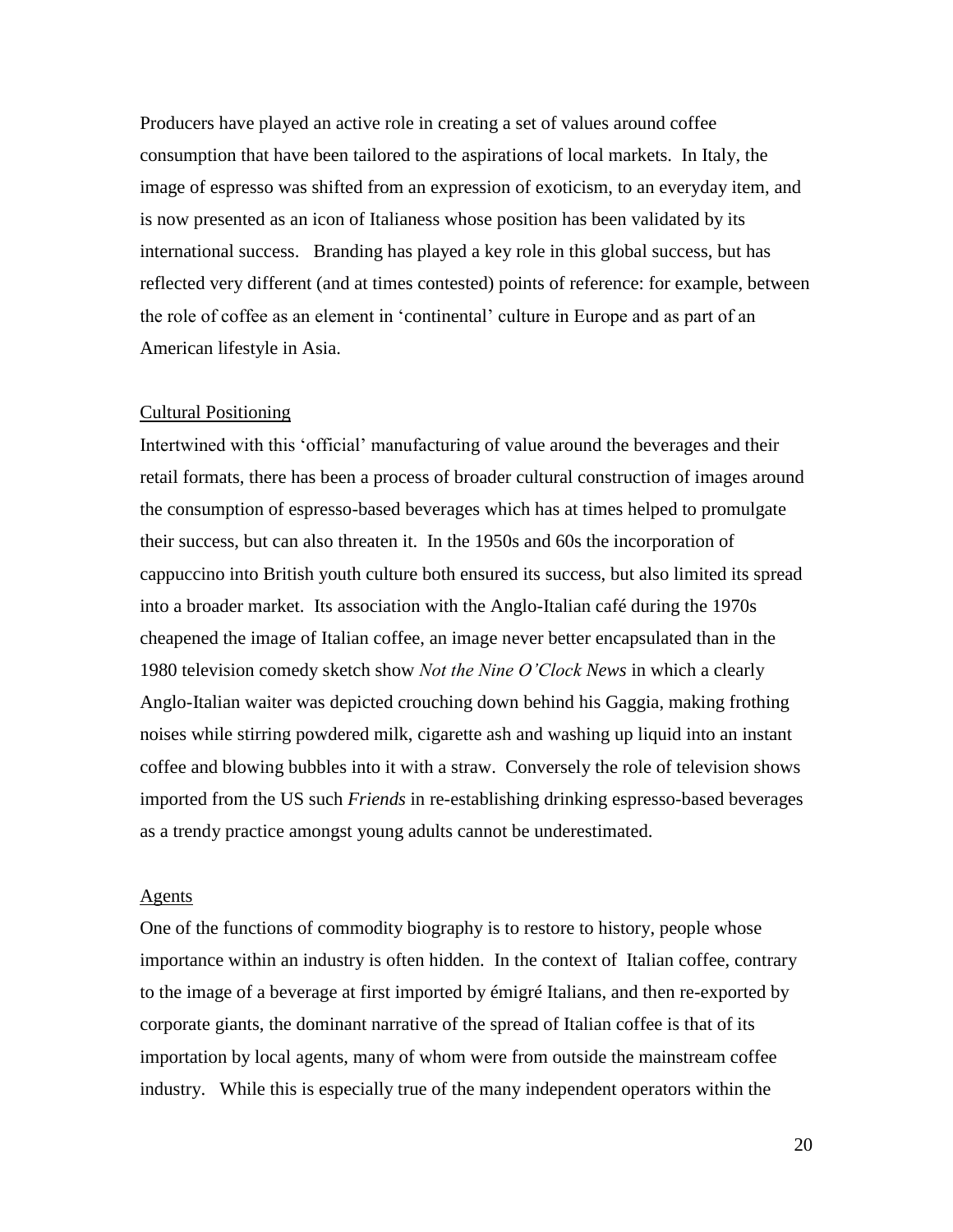Producers have played an active role in creating a set of values around coffee consumption that have been tailored to the aspirations of local markets. In Italy, the image of espresso was shifted from an expression of exoticism, to an everyday item, and is now presented as an icon of Italianess whose position has been validated by its international success. Branding has played a key role in this global success, but has reflected very different (and at times contested) points of reference: for example, between the role of coffee as an element in 'continental' culture in Europe and as part of an American lifestyle in Asia.

Cultural Positioning

Intertwined with this 'official' manufacturing of value around the beverages and their retail formats, there has been a process of broader cultural construction of images around the consumption of espresso-based beverages which has at times helped to promulgate their success, but can also threaten it. In the 1950s and 60s the incorporation of cappuccino into British youth culture both ensured its success, but also limited its spread into a broader market. Its association with the Anglo-Italian café during the 1970s cheapened the image of Italian coffee, an image never better encapsulated than in the 1980 television comedy sketch show *Not the Nine O'Clock News* in which a clearly Anglo-Italian waiter was depicted crouching down behind his Gaggia, making frothing noises while stirring powdered milk, cigarette ash and washing up liquid into an instant coffee and blowing bubbles into it with a straw. Conversely the role of television shows imported from the US such *Friends* in re-establishing drinking espresso-based beverages as a trendy practice amongst young adults cannot be underestimated.

Agents

One of the functions of commodity biography is to restore to history, people whose importance within an industry is often hidden. In the context of Italian coffee, contrary to the image of a beverage at first imported by émigré Italians, and then re-exported by corporate giants, the dominant narrative of the spread of Italian coffee is that of its importation by local agents, many of whom were from outside the mainstream coffee industry. While this is especially true of the many independent operators within the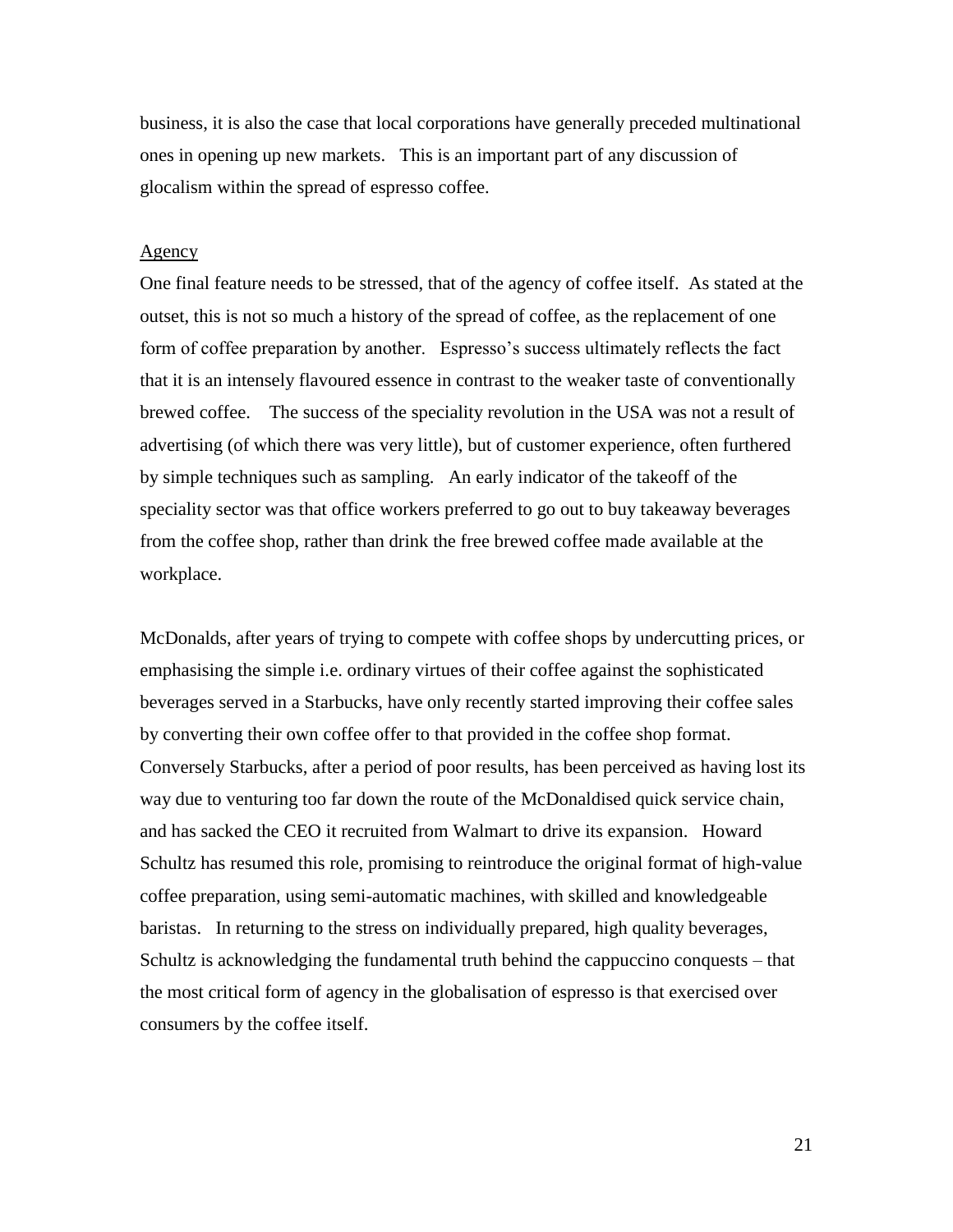business, it is also the case that local corporations have generally preceded multinational ones in opening up new markets. This is an important part of any discussion of glocalism within the spread of espresso coffee.

## Agency

One final feature needs to be stressed, that of the agency of coffee itself. As stated at the outset, this is not so much a history of the spread of coffee, as the replacement of one form of coffee preparation by another. Espresso's success ultimately reflects the fact that it is an intensely flavoured essence in contrast to the weaker taste of conventionally brewed coffee. The success of the speciality revolution in the USA was not a result of advertising (of which there was very little), but of customer experience, often furthered by simple techniques such as sampling. An early indicator of the takeoff of the speciality sector was that office workers preferred to go out to buy takeaway beverages from the coffee shop, rather than drink the free brewed coffee made available at the workplace.

McDonalds, after years of trying to compete with coffee shops by undercutting prices, or emphasising the simple i.e. ordinary virtues of their coffee against the sophisticated beverages served in a Starbucks, have only recently started improving their coffee sales by converting their own coffee offer to that provided in the coffee shop format. Conversely Starbucks, after a period of poor results, has been perceived as having lost its way due to venturing too far down the route of the McDonaldised quick service chain, and has sacked the CEO it recruited from Walmart to drive its expansion. Howard Schultz has resumed this role, promising to reintroduce the original format of high-value coffee preparation, using semi-automatic machines, with skilled and knowledgeable baristas. In returning to the stress on individually prepared, high quality beverages, Schultz is acknowledging the fundamental truth behind the cappuccino conquests – that the most critical form of agency in the globalisation of espresso is that exercised over consumers by the coffee itself.